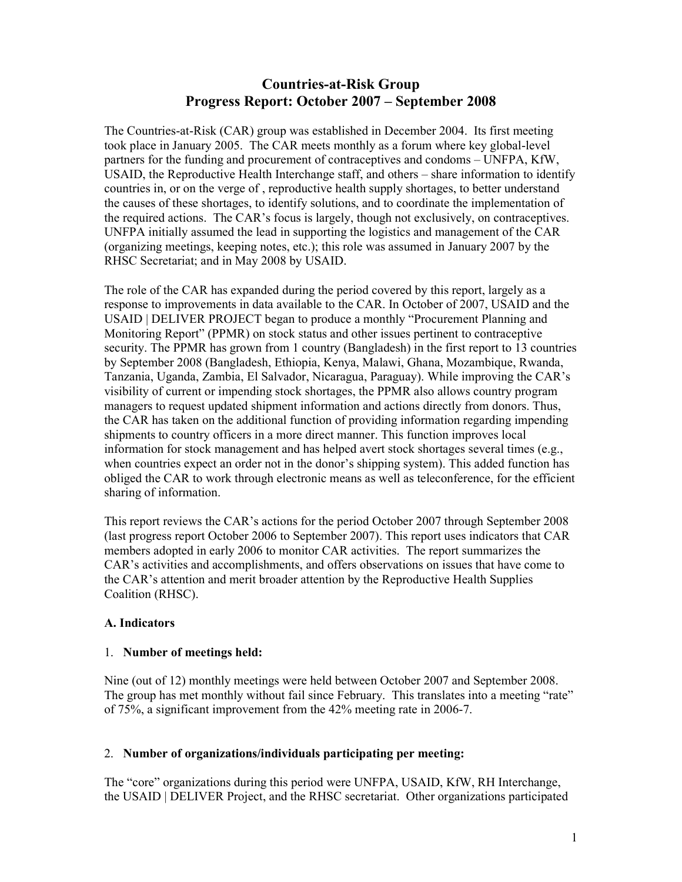# Countries-at-Risk Group
## Progress Report: October 2007 – September 2008

The Countries-at-Risk (CAR) group was established in December 2004. Its first meeting took place in January 2005. The CAR meets monthly as a forum where key global-level partners for the funding and procurement of contraceptives and condoms – UNFPA, KfW, USAID, the Reproductive Health Interchange staff, and others – share information to identify countries in, or on the verge of , reproductive health supply shortages, to better understand the causes of these shortages, to identify solutions, and to coordinate the implementation of the required actions. The CAR's focus is largely, though not exclusively, on contraceptives. UNFPA initially assumed the lead in supporting the logistics and management of the CAR (organizing meetings, keeping notes, etc.); this role was assumed in January 2007 by the RHSC Secretariat; and in May 2008 by USAID.

The role of the CAR has expanded during the period covered by this report, largely as a response to improvements in data available to the CAR. In October of 2007, USAID and the USAID | DELIVER PROJECT began to produce a monthly "Procurement Planning and Monitoring Report" (PPMR) on stock status and other issues pertinent to contraceptive security. The PPMR has grown from 1 country (Bangladesh) in the first report to 13 countries by September 2008 (Bangladesh, Ethiopia, Kenya, Malawi, Ghana, Mozambique, Rwanda, Tanzania, Uganda, Zambia, El Salvador, Nicaragua, Paraguay). While improving the CAR's visibility of current or impending stock shortages, the PPMR also allows country program managers to request updated shipment information and actions directly from donors. Thus, the CAR has taken on the additional function of providing information regarding impending shipments to country officers in a more direct manner. This function improves local information for stock management and has helped avert stock shortages several times (e.g., when countries expect an order not in the donor's shipping system). This added function has obliged the CAR to work through electronic means as well as teleconference, for the efficient sharing of information.

This report reviews the CAR's actions for the period October 2007 through September 2008 (last progress report October 2006 to September 2007). This report uses indicators that CAR members adopted in early 2006 to monitor CAR activities. The report summarizes the CAR's activities and accomplishments, and offers observations on issues that have come to the CAR's attention and merit broader attention by the Reproductive Health Supplies Coalition (RHSC).

### A. Indicators

1. **Number of meetings held:**

Nine (out of 12) monthly meetings were held between October 2007 and September 2008. The group has met monthly without fail since February. This translates into a meeting "rate" of 75%, a significant improvement from the 42% meeting rate in 2006-7.

2. **Number of organizations/individuals participating per meeting:**

The "core" organizations during this period were UNFPA, USAID, KfW, RH Interchange, the USAID | DELIVER Project, and the RHSC secretariat. Other organizations participated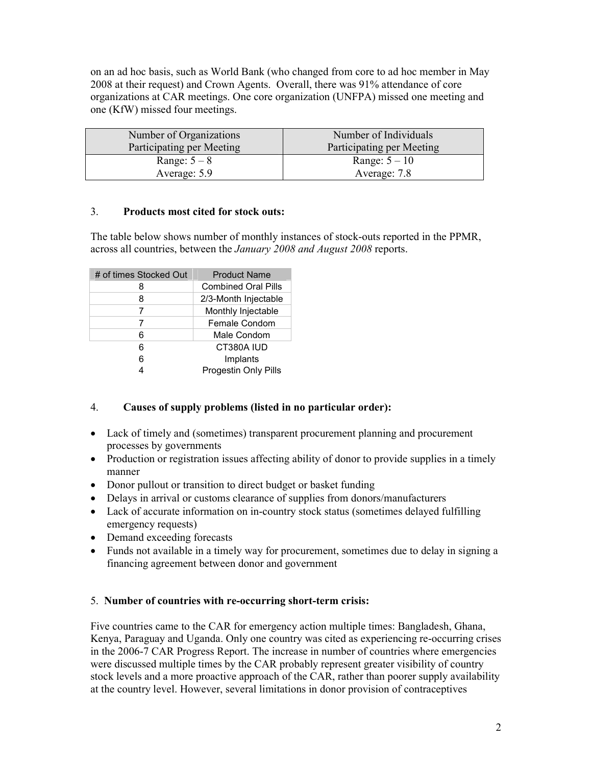on an ad hoc basis, such as World Bank (who changed from core to ad hoc member in May 2008 at their request) and Crown Agents. Overall, there was 91% attendance of core organizations at CAR meetings. One core organization (UNFPA) missed one meeting and one (KfW) missed four meetings.

| Number of Organizations Participating per Meeting | Number of Individuals Participating per Meeting |
|---|---|
| Range: 5 – 8<br>Average: 5.9 | Range: 5 – 10<br>Average: 7.8 |

3. **Products most cited for stock outs:**

The table below shows number of monthly instances of stock-outs reported in the PPMR, across all countries, between the *January 2008 and August 2008* reports.

| # of times Stocked Out | Product Name |
|---|---|
| 8 | Combined Oral Pills |
| 8 | 2/3-Month Injectable |
| 7 | Monthly Injectable |
| 7 | Female Condom |
| 6 | Male Condom |
| 6 | CT380A IUD |
| 6 | Implants |
| 4 | Progestin Only Pills |

4. **Causes of supply problems (listed in no particular order):**

- Lack of timely and (sometimes) transparent procurement planning and procurement processes by governments
- Production or registration issues affecting ability of donor to provide supplies in a timely manner
- Donor pullout or transition to direct budget or basket funding
- Delays in arrival or customs clearance of supplies from donors/manufacturers
- Lack of accurate information on in-country stock status (sometimes delayed fulfilling emergency requests)
- Demand exceeding forecasts
- Funds not available in a timely way for procurement, sometimes due to delay in signing a financing agreement between donor and government

5. **Number of countries with re-occurring short-term crisis:**

Five countries came to the CAR for emergency action multiple times: Bangladesh, Ghana, Kenya, Paraguay and Uganda. Only one country was cited as experiencing re-occurring crises in the 2006-7 CAR Progress Report. The increase in number of countries where emergencies were discussed multiple times by the CAR probably represent greater visibility of country stock levels and a more proactive approach of the CAR, rather than poorer supply availability at the country level. However, several limitations in donor provision of contraceptives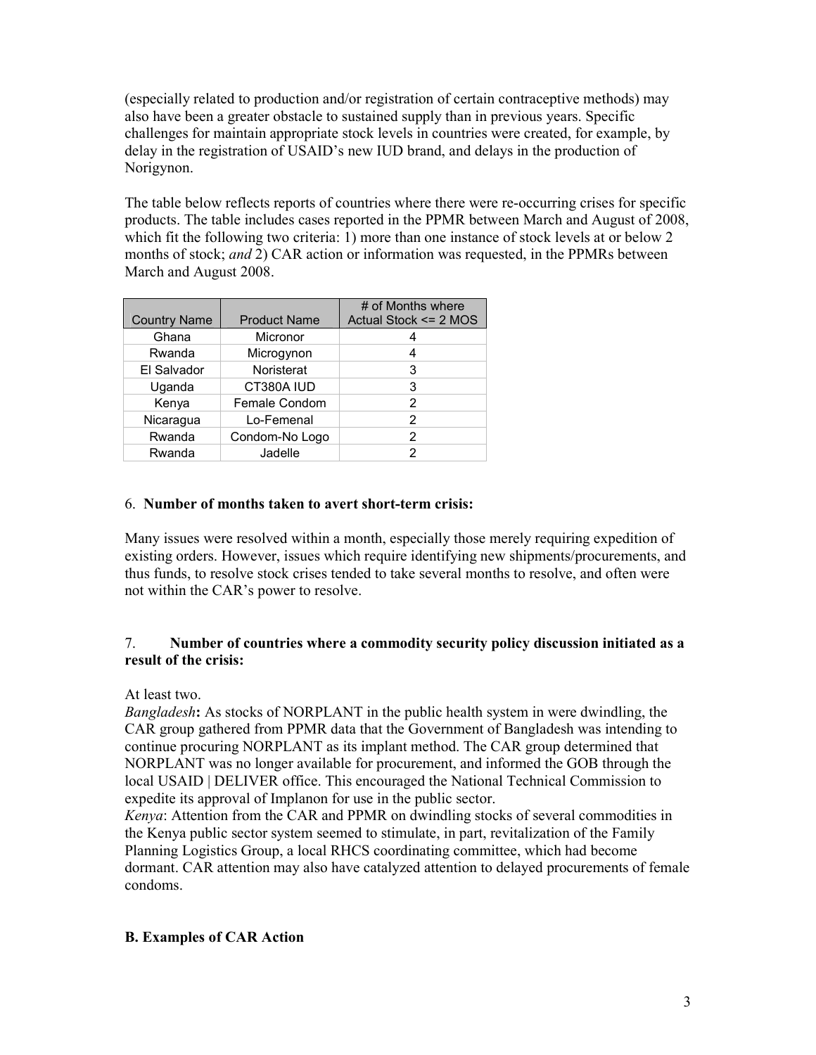(especially related to production and/or registration of certain contraceptive methods) may also have been a greater obstacle to sustained supply than in previous years. Specific challenges for maintain appropriate stock levels in countries were created, for example, by delay in the registration of USAID's new IUD brand, and delays in the production of Norigynon.

The table below reflects reports of countries where there were re-occurring crises for specific products. The table includes cases reported in the PPMR between March and August of 2008, which fit the following two criteria: 1) more than one instance of stock levels at or below 2 months of stock; *and* 2) CAR action or information was requested, in the PPMRs between March and August 2008.

| Country Name | Product Name | # of Months where Actual Stock <= 2 MOS |
|---|---|---|
| Ghana | Micronor | 4 |
| Rwanda | Microgynon | 4 |
| El Salvador | Noristerat | 3 |
| Uganda | CT380A IUD | 3 |
| Kenya | Female Condom | 2 |
| Nicaragua | Lo-Femenal | 2 |
| Rwanda | Condom-No Logo | 2 |
| Rwanda | Jadelle | 2 |

6. **Number of months taken to avert short-term crisis:**

Many issues were resolved within a month, especially those merely requiring expedition of existing orders. However, issues which require identifying new shipments/procurements, and thus funds, to resolve stock crises tended to take several months to resolve, and often were not within the CAR's power to resolve.

7. **Number of countries where a commodity security policy discussion initiated as a result of the crisis:**

At least two.

*Bangladesh***:** As stocks of NORPLANT in the public health system in were dwindling, the CAR group gathered from PPMR data that the Government of Bangladesh was intending to continue procuring NORPLANT as its implant method. The CAR group determined that NORPLANT was no longer available for procurement, and informed the GOB through the local USAID | DELIVER office. This encouraged the National Technical Commission to expedite its approval of Implanon for use in the public sector.

*Kenya*: Attention from the CAR and PPMR on dwindling stocks of several commodities in the Kenya public sector system seemed to stimulate, in part, revitalization of the Family Planning Logistics Group, a local RHCS coordinating committee, which had become dormant. CAR attention may also have catalyzed attention to delayed procurements of female condoms.

## B. Examples of CAR Action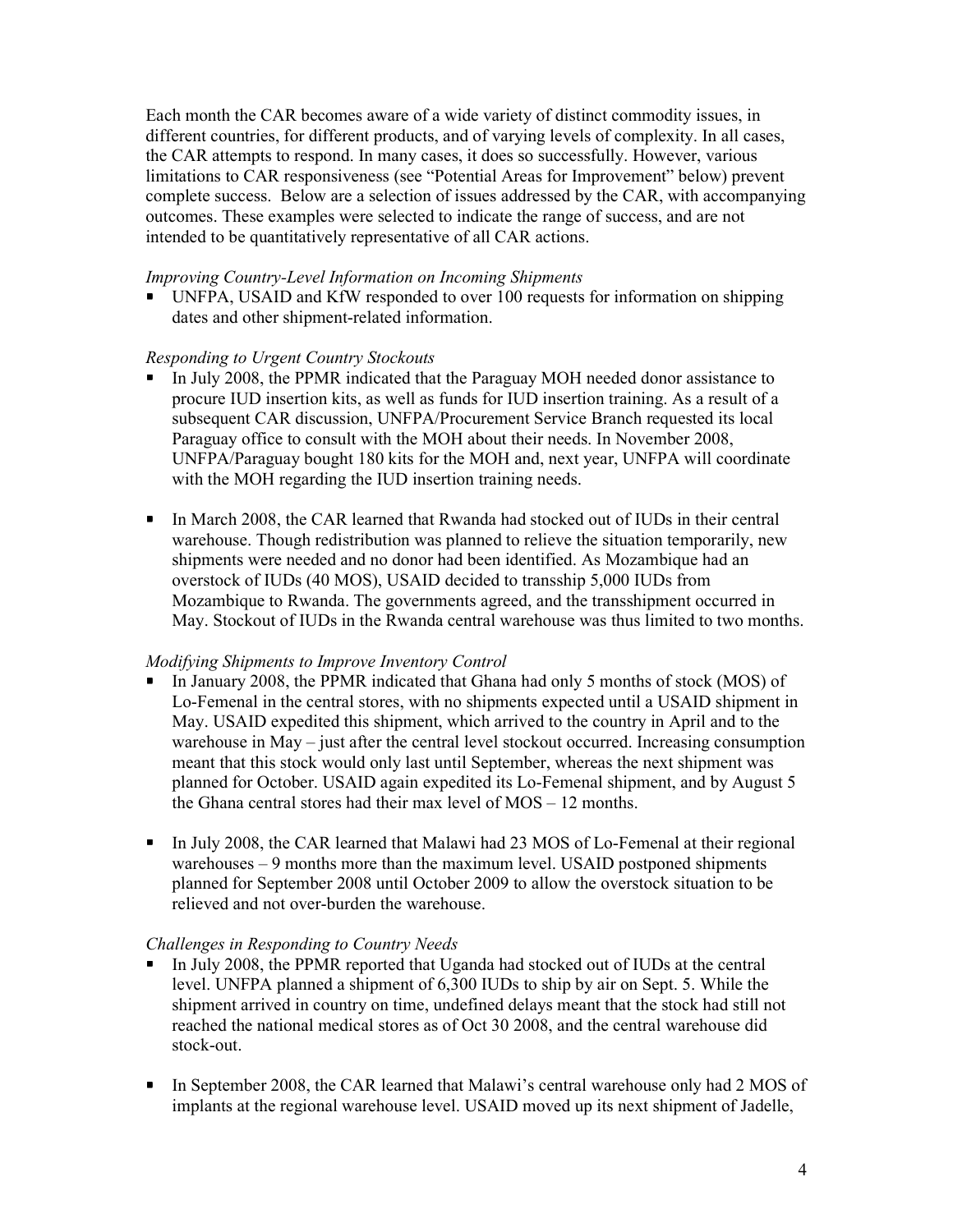Each month the CAR becomes aware of a wide variety of distinct commodity issues, in different countries, for different products, and of varying levels of complexity. In all cases, the CAR attempts to respond. In many cases, it does so successfully. However, various limitations to CAR responsiveness (see "Potential Areas for Improvement" below) prevent complete success. Below are a selection of issues addressed by the CAR, with accompanying outcomes. These examples were selected to indicate the range of success, and are not intended to be quantitatively representative of all CAR actions.

*Improving Country-Level Information on Incoming Shipments*

- UNFPA, USAID and KfW responded to over 100 requests for information on shipping dates and other shipment-related information.

*Responding to Urgent Country Stockouts*

- In July 2008, the PPMR indicated that the Paraguay MOH needed donor assistance to procure IUD insertion kits, as well as funds for IUD insertion training. As a result of a subsequent CAR discussion, UNFPA/Procurement Service Branch requested its local Paraguay office to consult with the MOH about their needs. In November 2008, UNFPA/Paraguay bought 180 kits for the MOH and, next year, UNFPA will coordinate with the MOH regarding the IUD insertion training needs.

- In March 2008, the CAR learned that Rwanda had stocked out of IUDs in their central warehouse. Though redistribution was planned to relieve the situation temporarily, new shipments were needed and no donor had been identified. As Mozambique had an overstock of IUDs (40 MOS), USAID decided to transship 5,000 IUDs from Mozambique to Rwanda. The governments agreed, and the transshipment occurred in May. Stockout of IUDs in the Rwanda central warehouse was thus limited to two months.

*Modifying Shipments to Improve Inventory Control*

- In January 2008, the PPMR indicated that Ghana had only 5 months of stock (MOS) of Lo-Femenal in the central stores, with no shipments expected until a USAID shipment in May. USAID expedited this shipment, which arrived to the country in April and to the warehouse in May – just after the central level stockout occurred. Increasing consumption meant that this stock would only last until September, whereas the next shipment was planned for October. USAID again expedited its Lo-Femenal shipment, and by August 5 the Ghana central stores had their max level of MOS – 12 months.

- In July 2008, the CAR learned that Malawi had 23 MOS of Lo-Femenal at their regional warehouses – 9 months more than the maximum level. USAID postponed shipments planned for September 2008 until October 2009 to allow the overstock situation to be relieved and not over-burden the warehouse.

*Challenges in Responding to Country Needs*

- In July 2008, the PPMR reported that Uganda had stocked out of IUDs at the central level. UNFPA planned a shipment of 6,300 IUDs to ship by air on Sept. 5. While the shipment arrived in country on time, undefined delays meant that the stock had still not reached the national medical stores as of Oct 30 2008, and the central warehouse did stock-out.

- In September 2008, the CAR learned that Malawi's central warehouse only had 2 MOS of implants at the regional warehouse level. USAID moved up its next shipment of Jadelle,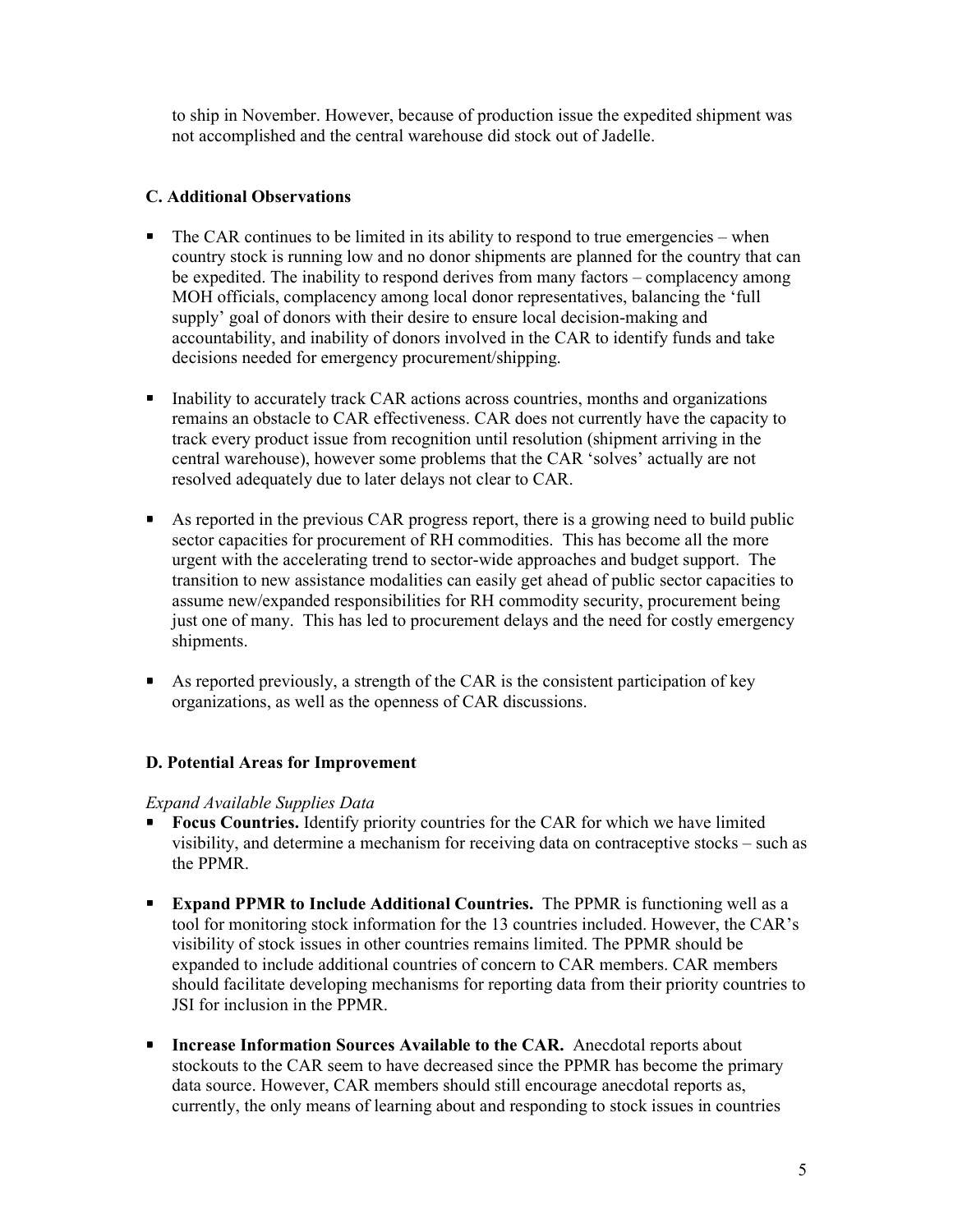to ship in November. However, because of production issue the expedited shipment was not accomplished and the central warehouse did stock out of Jadelle.

### C. Additional Observations

- The CAR continues to be limited in its ability to respond to true emergencies – when country stock is running low and no donor shipments are planned for the country that can be expedited. The inability to respond derives from many factors – complacency among MOH officials, complacency among local donor representatives, balancing the 'full supply' goal of donors with their desire to ensure local decision-making and accountability, and inability of donors involved in the CAR to identify funds and take decisions needed for emergency procurement/shipping.

- Inability to accurately track CAR actions across countries, months and organizations remains an obstacle to CAR effectiveness. CAR does not currently have the capacity to track every product issue from recognition until resolution (shipment arriving in the central warehouse), however some problems that the CAR 'solves' actually are not resolved adequately due to later delays not clear to CAR.

- As reported in the previous CAR progress report, there is a growing need to build public sector capacities for procurement of RH commodities. This has become all the more urgent with the accelerating trend to sector-wide approaches and budget support. The transition to new assistance modalities can easily get ahead of public sector capacities to assume new/expanded responsibilities for RH commodity security, procurement being just one of many. This has led to procurement delays and the need for costly emergency shipments.

- As reported previously, a strength of the CAR is the consistent participation of key organizations, as well as the openness of CAR discussions.

### D. Potential Areas for Improvement

*Expand Available Supplies Data*

- **Focus Countries.** Identify priority countries for the CAR for which we have limited visibility, and determine a mechanism for receiving data on contraceptive stocks – such as the PPMR.

- **Expand PPMR to Include Additional Countries.** The PPMR is functioning well as a tool for monitoring stock information for the 13 countries included. However, the CAR's visibility of stock issues in other countries remains limited. The PPMR should be expanded to include additional countries of concern to CAR members. CAR members should facilitate developing mechanisms for reporting data from their priority countries to JSI for inclusion in the PPMR.

- **Increase Information Sources Available to the CAR.** Anecdotal reports about stockouts to the CAR seem to have decreased since the PPMR has become the primary data source. However, CAR members should still encourage anecdotal reports as, currently, the only means of learning about and responding to stock issues in countries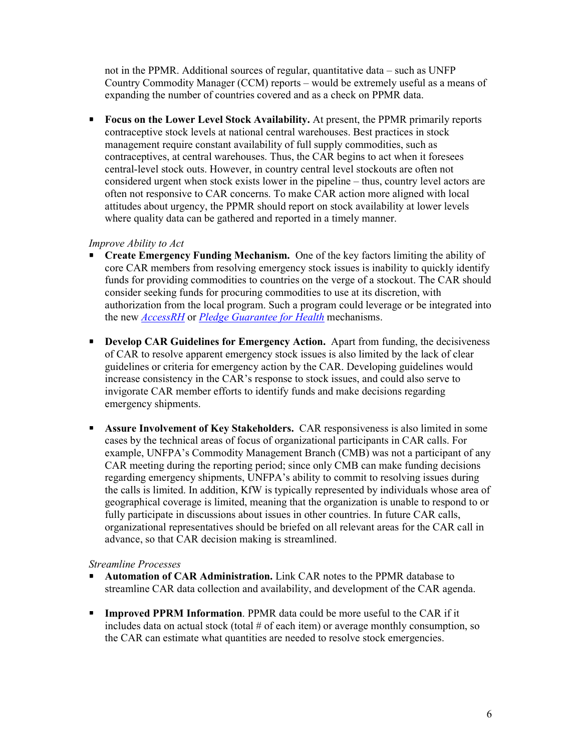not in the PPMR. Additional sources of regular, quantitative data – such as UNFP Country Commodity Manager (CCM) reports – would be extremely useful as a means of expanding the number of countries covered and as a check on PPMR data.

- **Focus on the Lower Level Stock Availability.** At present, the PPMR primarily reports contraceptive stock levels at national central warehouses. Best practices in stock management require constant availability of full supply commodities, such as contraceptives, at central warehouses. Thus, the CAR begins to act when it foresees central-level stock outs. However, in country central level stockouts are often not considered urgent when stock exists lower in the pipeline – thus, country level actors are often not responsive to CAR concerns. To make CAR action more aligned with local attitudes about urgency, the PPMR should report on stock availability at lower levels where quality data can be gathered and reported in a timely manner.

*Improve Ability to Act*

- **Create Emergency Funding Mechanism.** One of the key factors limiting the ability of core CAR members from resolving emergency stock issues is inability to quickly identify funds for providing commodities to countries on the verge of a stockout. The CAR should consider seeking funds for procuring commodities to use at its discretion, with authorization from the local program. Such a program could leverage or be integrated into the new *AccessRH* or *Pledge Guarantee for Health* mechanisms.

- **Develop CAR Guidelines for Emergency Action.** Apart from funding, the decisiveness of CAR to resolve apparent emergency stock issues is also limited by the lack of clear guidelines or criteria for emergency action by the CAR. Developing guidelines would increase consistency in the CAR's response to stock issues, and could also serve to invigorate CAR member efforts to identify funds and make decisions regarding emergency shipments.

- **Assure Involvement of Key Stakeholders.** CAR responsiveness is also limited in some cases by the technical areas of focus of organizational participants in CAR calls. For example, UNFPA's Commodity Management Branch (CMB) was not a participant of any CAR meeting during the reporting period; since only CMB can make funding decisions regarding emergency shipments, UNFPA's ability to commit to resolving issues during the calls is limited. In addition, KfW is typically represented by individuals whose area of geographical coverage is limited, meaning that the organization is unable to respond to or fully participate in discussions about issues in other countries. In future CAR calls, organizational representatives should be briefed on all relevant areas for the CAR call in advance, so that CAR decision making is streamlined.

*Streamline Processes*

- **Automation of CAR Administration.** Link CAR notes to the PPMR database to streamline CAR data collection and availability, and development of the CAR agenda.

- **Improved PPRM Information**. PPMR data could be more useful to the CAR if it includes data on actual stock (total # of each item) or average monthly consumption, so the CAR can estimate what quantities are needed to resolve stock emergencies.